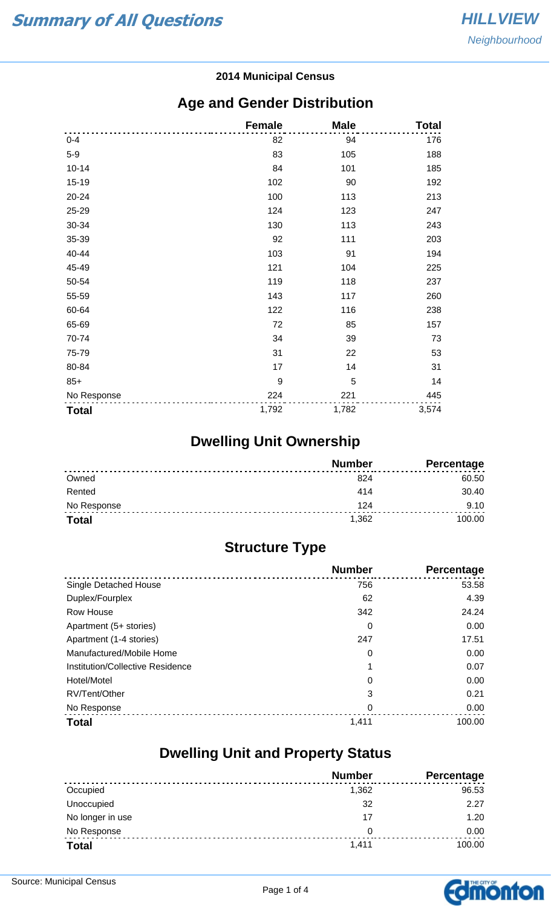# Summary of All Questions

**HILLVIEW**
*Neighbourhood*

**2014 Municipal Census**

## Age and Gender Distribution

| | Female | Male | Total |
|---|---|---|---|
| 0-4 | 82 | 94 | 176 |
| 5-9 | 83 | 105 | 188 |
| 10-14 | 84 | 101 | 185 |
| 15-19 | 102 | 90 | 192 |
| 20-24 | 100 | 113 | 213 |
| 25-29 | 124 | 123 | 247 |
| 30-34 | 130 | 113 | 243 |
| 35-39 | 92 | 111 | 203 |
| 40-44 | 103 | 91 | 194 |
| 45-49 | 121 | 104 | 225 |
| 50-54 | 119 | 118 | 237 |
| 55-59 | 143 | 117 | 260 |
| 60-64 | 122 | 116 | 238 |
| 65-69 | 72 | 85 | 157 |
| 70-74 | 34 | 39 | 73 |
| 75-79 | 31 | 22 | 53 |
| 80-84 | 17 | 14 | 31 |
| 85+ | 9 | 5 | 14 |
| No Response | 224 | 221 | 445 |
| **Total** | 1,792 | 1,782 | 3,574 |

## Dwelling Unit Ownership

| | Number | Percentage |
|---|---|---|
| Owned | 824 | 60.50 |
| Rented | 414 | 30.40 |
| No Response | 124 | 9.10 |
| **Total** | 1,362 | 100.00 |

## Structure Type

| | Number | Percentage |
|---|---|---|
| Single Detached House | 756 | 53.58 |
| Duplex/Fourplex | 62 | 4.39 |
| Row House | 342 | 24.24 |
| Apartment (5+ stories) | 0 | 0.00 |
| Apartment (1-4 stories) | 247 | 17.51 |
| Manufactured/Mobile Home | 0 | 0.00 |
| Institution/Collective Residence | 1 | 0.07 |
| Hotel/Motel | 0 | 0.00 |
| RV/Tent/Other | 3 | 0.21 |
| No Response | 0 | 0.00 |
| **Total** | 1,411 | 100.00 |

## Dwelling Unit and Property Status

| | Number | Percentage |
|---|---|---|
| Occupied | 1,362 | 96.53 |
| Unoccupied | 32 | 2.27 |
| No longer in use | 17 | 1.20 |
| No Response | 0 | 0.00 |
| **Total** | 1,411 | 100.00 |

Source: Municipal Census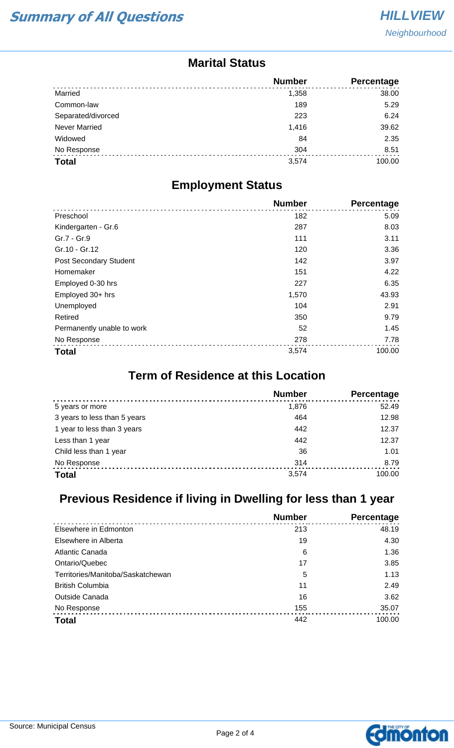# Summary of All Questions

**HILLVIEW**
*Neighbourhood*

## Marital Status

| | Number | Percentage |
|---|---|---|
| Married | 1,358 | 38.00 |
| Common-law | 189 | 5.29 |
| Separated/divorced | 223 | 6.24 |
| Never Married | 1,416 | 39.62 |
| Widowed | 84 | 2.35 |
| No Response | 304 | 8.51 |
| **Total** | 3,574 | 100.00 |

## Employment Status

| | Number | Percentage |
|---|---|---|
| Preschool | 182 | 5.09 |
| Kindergarten - Gr.6 | 287 | 8.03 |
| Gr.7 - Gr.9 | 111 | 3.11 |
| Gr.10 - Gr.12 | 120 | 3.36 |
| Post Secondary Student | 142 | 3.97 |
| Homemaker | 151 | 4.22 |
| Employed 0-30 hrs | 227 | 6.35 |
| Employed 30+ hrs | 1,570 | 43.93 |
| Unemployed | 104 | 2.91 |
| Retired | 350 | 9.79 |
| Permanently unable to work | 52 | 1.45 |
| No Response | 278 | 7.78 |
| **Total** | 3,574 | 100.00 |

## Term of Residence at this Location

| | Number | Percentage |
|---|---|---|
| 5 years or more | 1,876 | 52.49 |
| 3 years to less than 5 years | 464 | 12.98 |
| 1 year to less than 3 years | 442 | 12.37 |
| Less than 1 year | 442 | 12.37 |
| Child less than 1 year | 36 | 1.01 |
| No Response | 314 | 8.79 |
| **Total** | 3,574 | 100.00 |

## Previous Residence if living in Dwelling for less than 1 year

| | Number | Percentage |
|---|---|---|
| Elsewhere in Edmonton | 213 | 48.19 |
| Elsewhere in Alberta | 19 | 4.30 |
| Atlantic Canada | 6 | 1.36 |
| Ontario/Quebec | 17 | 3.85 |
| Territories/Manitoba/Saskatchewan | 5 | 1.13 |
| British Columbia | 11 | 2.49 |
| Outside Canada | 16 | 3.62 |
| No Response | 155 | 35.07 |
| **Total** | 442 | 100.00 |

Source: Municipal Census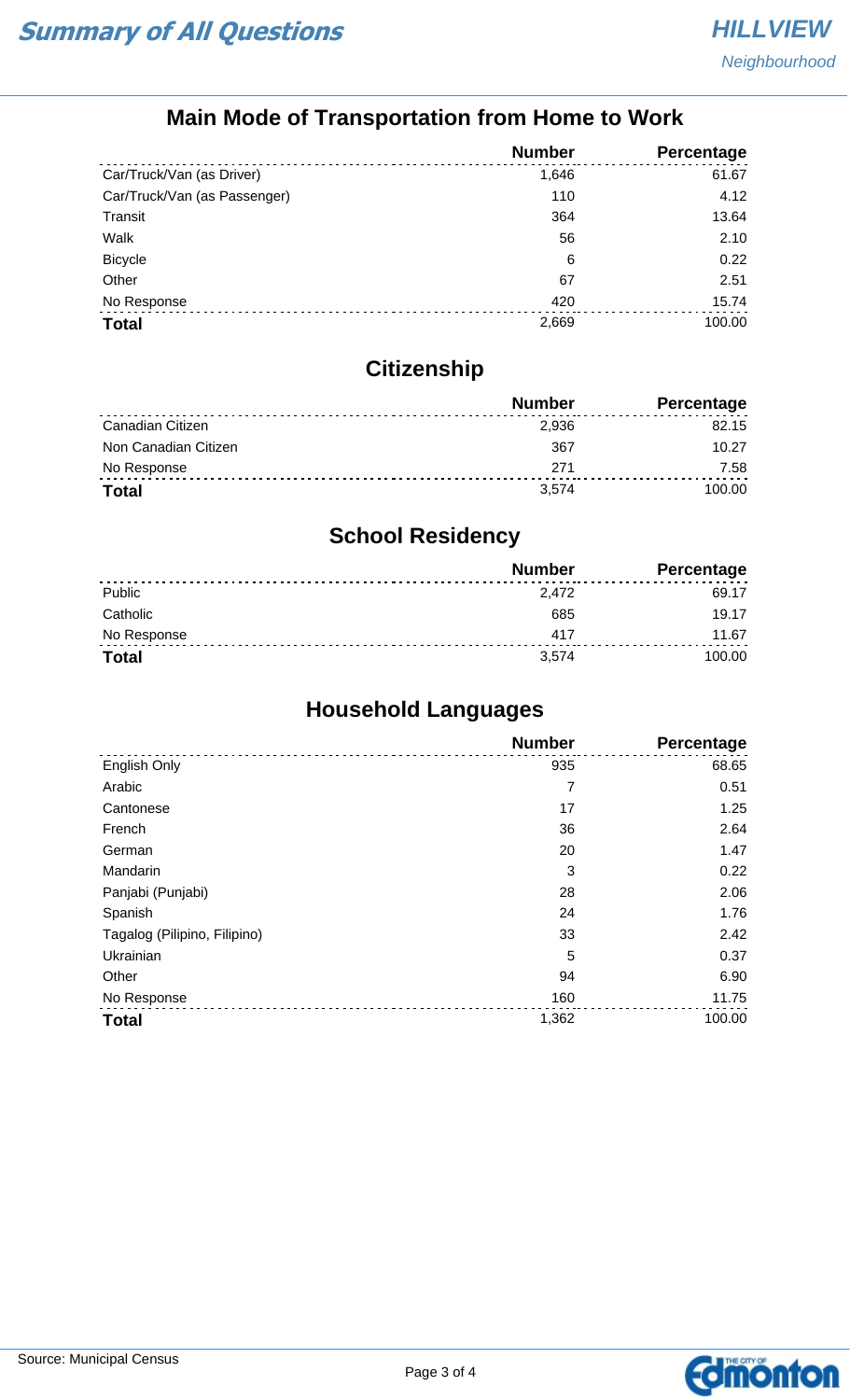# Summary of All Questions

## HILLVIEW
*Neighbourhood*

### Main Mode of Transportation from Home to Work

| | Number | Percentage |
|---|---|---|
| Car/Truck/Van (as Driver) | 1,646 | 61.67 |
| Car/Truck/Van (as Passenger) | 110 | 4.12 |
| Transit | 364 | 13.64 |
| Walk | 56 | 2.10 |
| Bicycle | 6 | 0.22 |
| Other | 67 | 2.51 |
| No Response | 420 | 15.74 |
| **Total** | 2,669 | 100.00 |

### Citizenship

| | Number | Percentage |
|---|---|---|
| Canadian Citizen | 2,936 | 82.15 |
| Non Canadian Citizen | 367 | 10.27 |
| No Response | 271 | 7.58 |
| **Total** | 3,574 | 100.00 |

### School Residency

| | Number | Percentage |
|---|---|---|
| Public | 2,472 | 69.17 |
| Catholic | 685 | 19.17 |
| No Response | 417 | 11.67 |
| **Total** | 3,574 | 100.00 |

### Household Languages

| | Number | Percentage |
|---|---|---|
| English Only | 935 | 68.65 |
| Arabic | 7 | 0.51 |
| Cantonese | 17 | 1.25 |
| French | 36 | 2.64 |
| German | 20 | 1.47 |
| Mandarin | 3 | 0.22 |
| Panjabi (Punjabi) | 28 | 2.06 |
| Spanish | 24 | 1.76 |
| Tagalog (Pilipino, Filipino) | 33 | 2.42 |
| Ukrainian | 5 | 0.37 |
| Other | 94 | 6.90 |
| No Response | 160 | 11.75 |
| **Total** | 1,362 | 100.00 |

Source: Municipal Census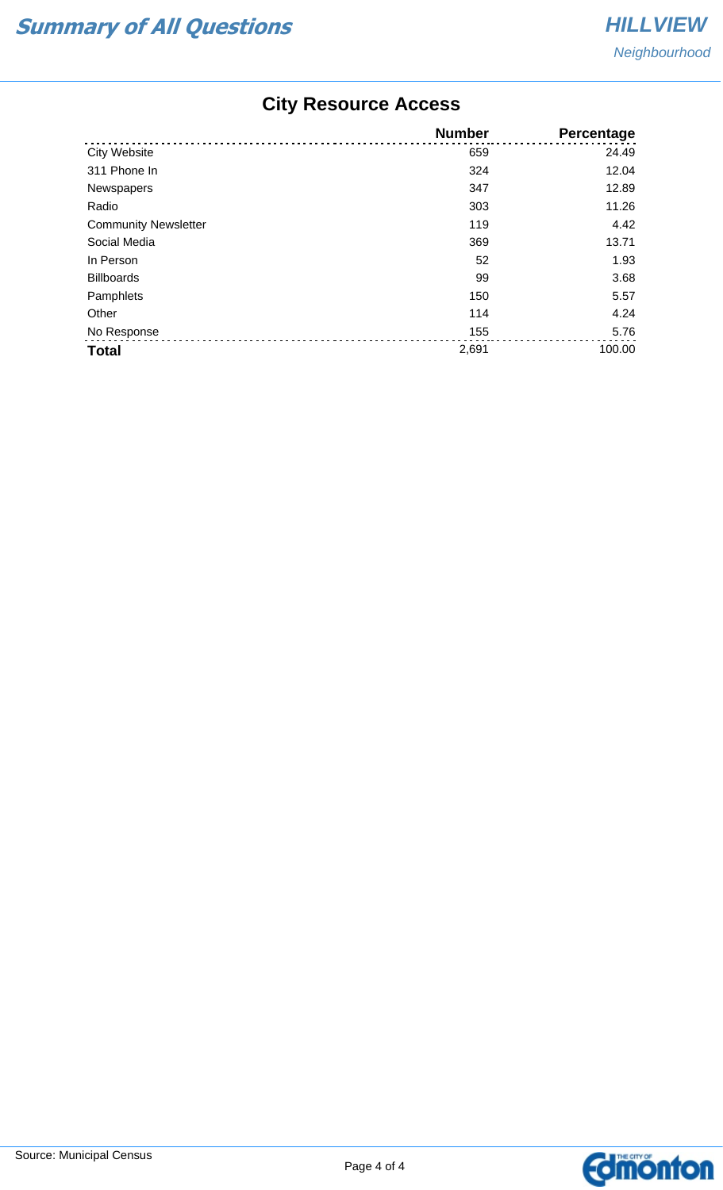# Summary of All Questions

**HILLVIEW**
*Neighbourhood*

## City Resource Access

| | Number | Percentage |
|---|---|---|
| City Website | 659 | 24.49 |
| 311 Phone In | 324 | 12.04 |
| Newspapers | 347 | 12.89 |
| Radio | 303 | 11.26 |
| Community Newsletter | 119 | 4.42 |
| Social Media | 369 | 13.71 |
| In Person | 52 | 1.93 |
| Billboards | 99 | 3.68 |
| Pamphlets | 150 | 5.57 |
| Other | 114 | 4.24 |
| No Response | 155 | 5.76 |
| **Total** | 2,691 | 100.00 |

Source: Municipal Census